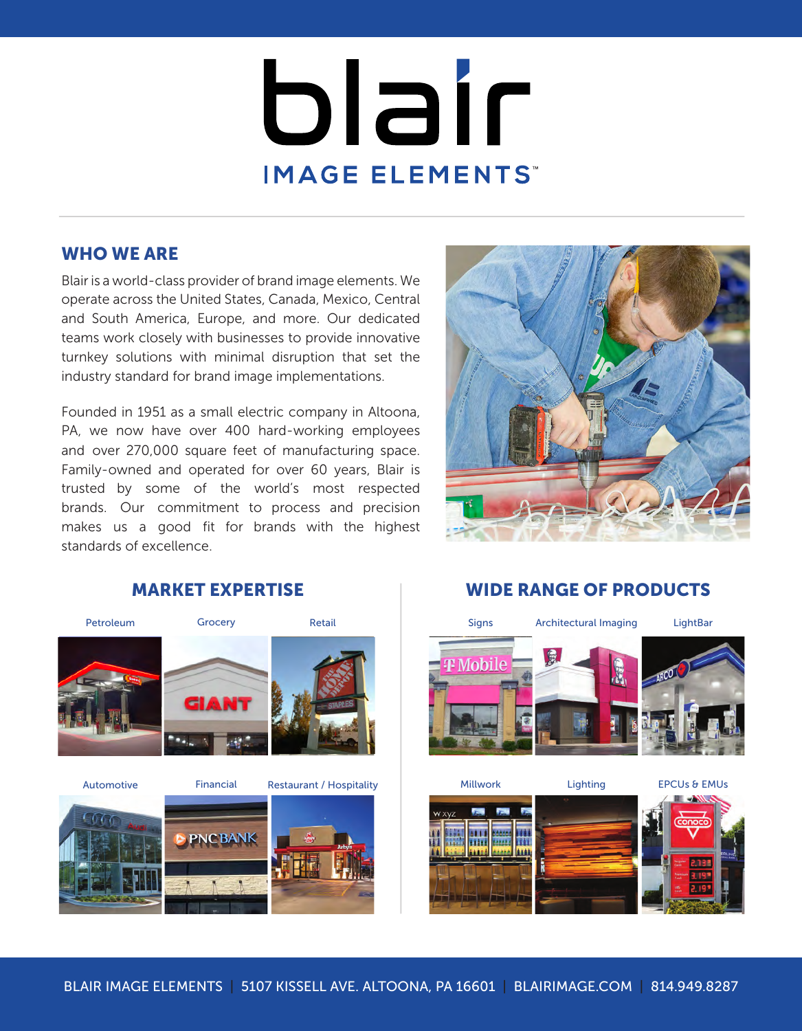# blair

## IMAGE ELEMENTS™

## WHO WE ARE

Blair is a world-class provider of brand image elements. We operate across the United States, Canada, Mexico, Central and South America, Europe, and more. Our dedicated teams work closely with businesses to provide innovative turnkey solutions with minimal disruption that set the industry standard for brand image implementations.

Founded in 1951 as a small electric company in Altoona, PA, we now have over 400 hard-working employees and over 270,000 square feet of manufacturing space. Family-owned and operated for over 60 years, Blair is trusted by some of the world's most respected brands. Our commitment to process and precision makes us a good fit for brands with the highest standards of excellence.

## MARKET EXPERTISE

- Petroleum
- Grocery
- Retail
- Automotive
- Financial
- Restaurant / Hospitality

## WIDE RANGE OF PRODUCTS

- Signs
- Architectural Imaging
- LightBar
- Millwork
- Lighting
- EPCUs & EMUs

BLAIR IMAGE ELEMENTS | 5107 KISSELL AVE. ALTOONA, PA 16601 | BLAIRIMAGE.COM | 814.949.8287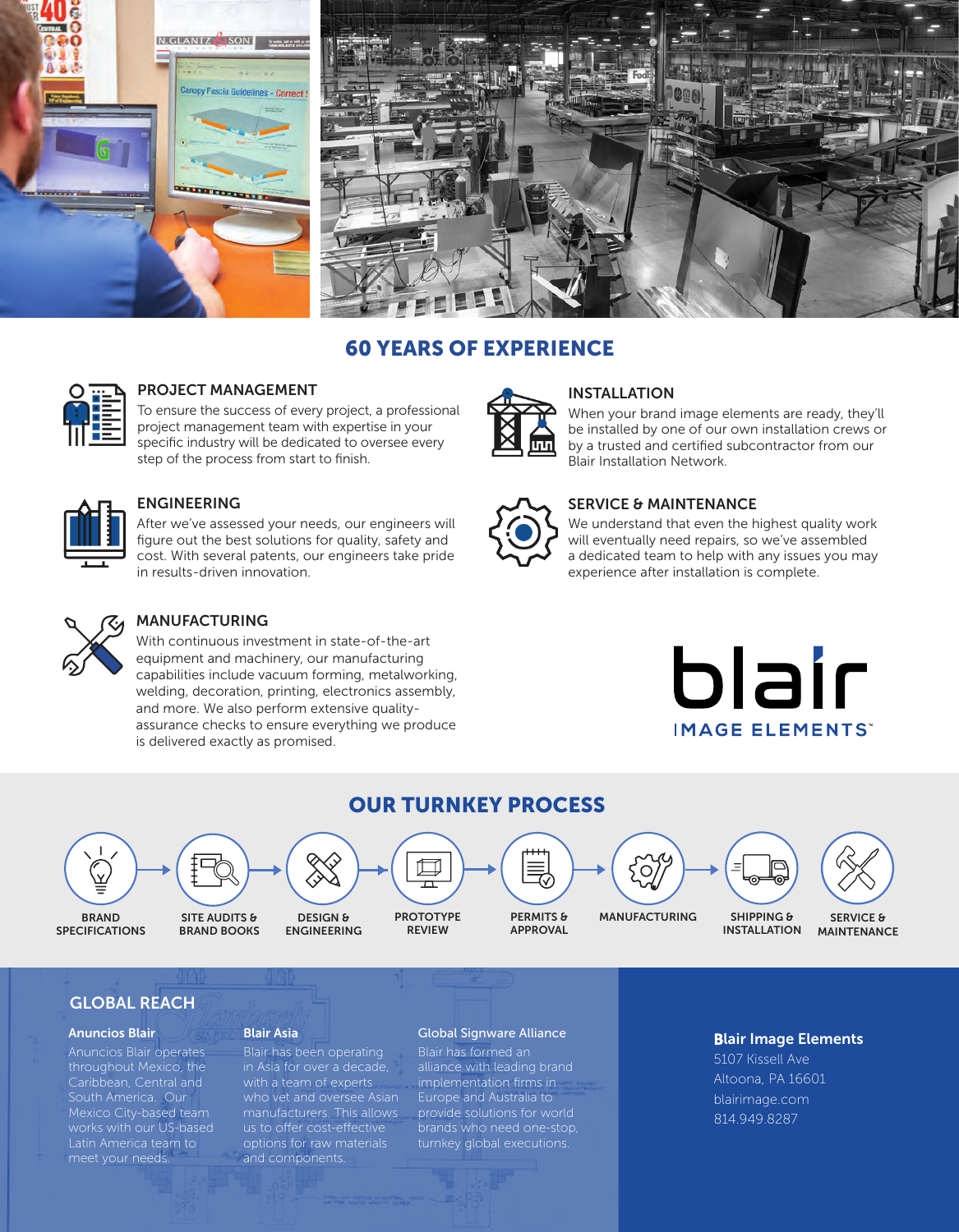## 60 YEARS OF EXPERIENCE

### PROJECT MANAGEMENT

To ensure the success of every project, a professional project management team with expertise in your specific industry will be dedicated to oversee every step of the process from start to finish.

### ENGINEERING

After we've assessed your needs, our engineers will figure out the best solutions for quality, safety and cost. With several patents, our engineers take pride in results-driven innovation.

### MANUFACTURING

With continuous investment in state-of-the-art equipment and machinery, our manufacturing capabilities include vacuum forming, metalworking, welding, decoration, printing, electronics assembly, and more. We also perform extensive quality-assurance checks to ensure everything we produce is delivered exactly as promised.

### INSTALLATION

When your brand image elements are ready, they'll be installed by one of our own installation crews or by a trusted and certified subcontractor from our Blair Installation Network.

### SERVICE & MAINTENANCE

We understand that even the highest quality work will eventually need repairs, so we've assembled a dedicated team to help with any issues you may experience after installation is complete.

**blair**
IMAGE ELEMENTS™

## OUR TURNKEY PROCESS

BRAND SPECIFICATIONS → SITE AUDITS & BRAND BOOKS → DESIGN & ENGINEERING → PROTOTYPE REVIEW → PERMITS & APPROVAL → MANUFACTURING → SHIPPING & INSTALLATION → SERVICE & MAINTENANCE

## GLOBAL REACH

### Anuncios Blair

Anuncios Blair operates throughout Mexico, the Caribbean, Central and South America. Our Mexico City-based team works with our US-based Latin America team to meet your needs.

### Blair Asia

Blair has been operating in Asia for over a decade, with a team of experts who vet and oversee Asian manufacturers. This allows us to offer cost-effective options for raw materials and components.

### Global Signware Alliance

Blair has formed an alliance with leading brand implementation firms in Europe and Australia to provide solutions for world brands who need one-stop, turnkey global executions.

**Blair Image Elements**
5107 Kissell Ave
Altoona, PA 16601
blairimage.com
814.949.8287